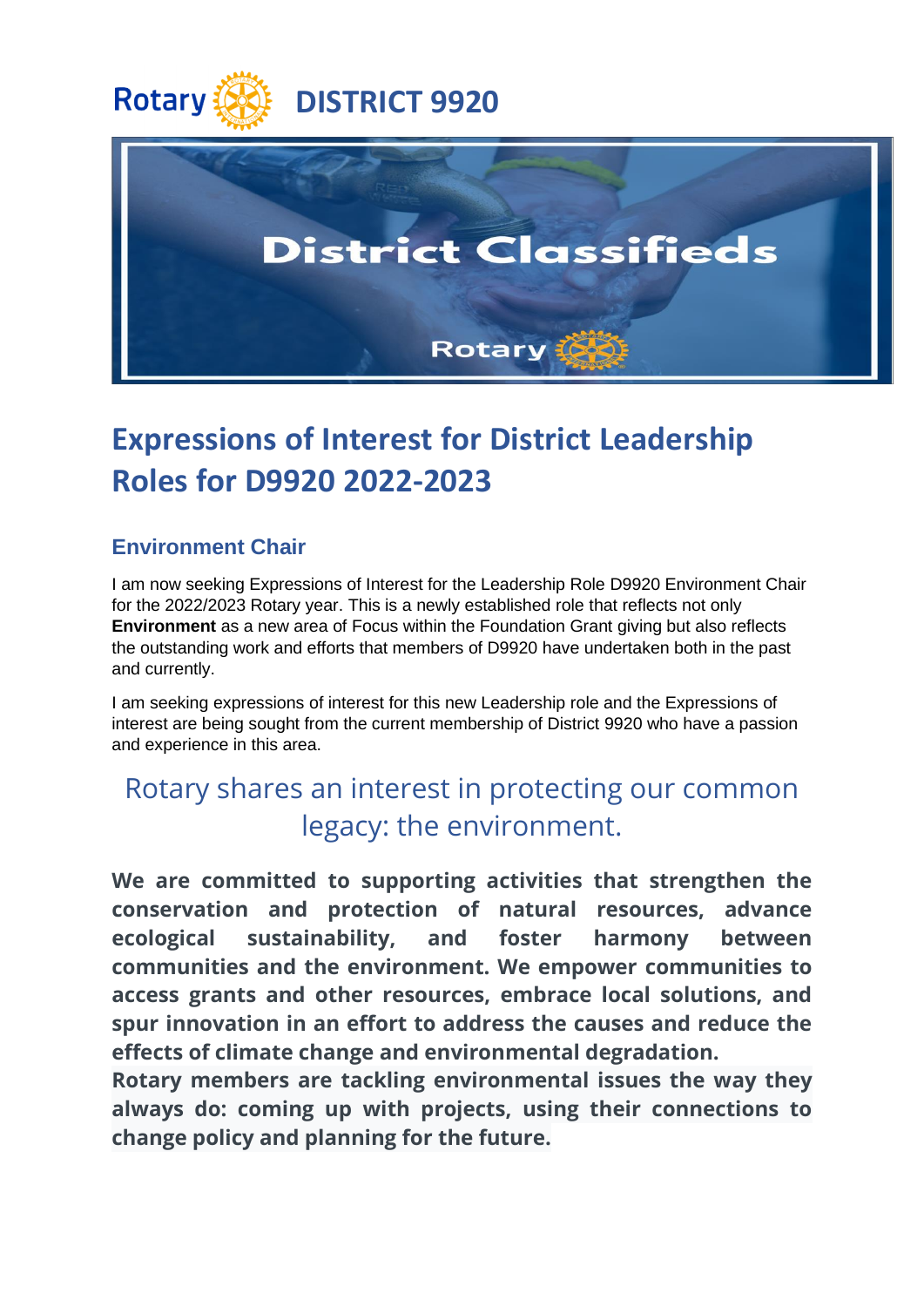Rotary DISTRICT 9920

District Classifieds

Rotary

# Expressions of Interest for District Leadership Roles for D9920 2022-2023

### Environment Chair

I am now seeking Expressions of Interest for the Leadership Role D9920 Environment Chair for the 2022/2023 Rotary year. This is a newly established role that reflects not only **Environment** as a new area of Focus within the Foundation Grant giving but also reflects the outstanding work and efforts that members of D9920 have undertaken both in the past and currently.

I am seeking expressions of interest for this new Leadership role and the Expressions of interest are being sought from the current membership of District 9920 who have a passion and experience in this area.

## Rotary shares an interest in protecting our common legacy: the environment.

**We are committed to supporting activities that strengthen the conservation and protection of natural resources, advance ecological sustainability, and foster harmony between communities and the environment. We empower communities to access grants and other resources, embrace local solutions, and spur innovation in an effort to address the causes and reduce the effects of climate change and environmental degradation.**
**Rotary members are tackling environmental issues the way they always do: coming up with projects, using their connections to change policy and planning for the future.**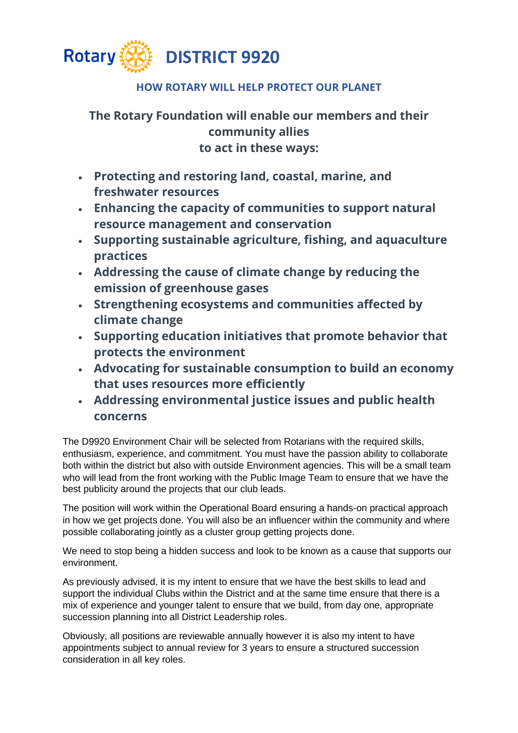# Rotary DISTRICT 9920

## HOW ROTARY WILL HELP PROTECT OUR PLANET

### The Rotary Foundation will enable our members and their community allies to act in these ways:

- **Protecting and restoring land, coastal, marine, and freshwater resources**
- **Enhancing the capacity of communities to support natural resource management and conservation**
- **Supporting sustainable agriculture, fishing, and aquaculture practices**
- **Addressing the cause of climate change by reducing the emission of greenhouse gases**
- **Strengthening ecosystems and communities affected by climate change**
- **Supporting education initiatives that promote behavior that protects the environment**
- **Advocating for sustainable consumption to build an economy that uses resources more efficiently**
- **Addressing environmental justice issues and public health concerns**

The D9920 Environment Chair will be selected from Rotarians with the required skills, enthusiasm, experience, and commitment. You must have the passion ability to collaborate both within the district but also with outside Environment agencies. This will be a small team who will lead from the front working with the Public Image Team to ensure that we have the best publicity around the projects that our club leads.

The position will work within the Operational Board ensuring a hands-on practical approach in how we get projects done. You will also be an influencer within the community and where possible collaborating jointly as a cluster group getting projects done.

We need to stop being a hidden success and look to be known as a cause that supports our environment.

As previously advised, it is my intent to ensure that we have the best skills to lead and support the individual Clubs within the District and at the same time ensure that there is a mix of experience and younger talent to ensure that we build, from day one, appropriate succession planning into all District Leadership roles.

Obviously, all positions are reviewable annually however it is also my intent to have appointments subject to annual review for 3 years to ensure a structured succession consideration in all key roles.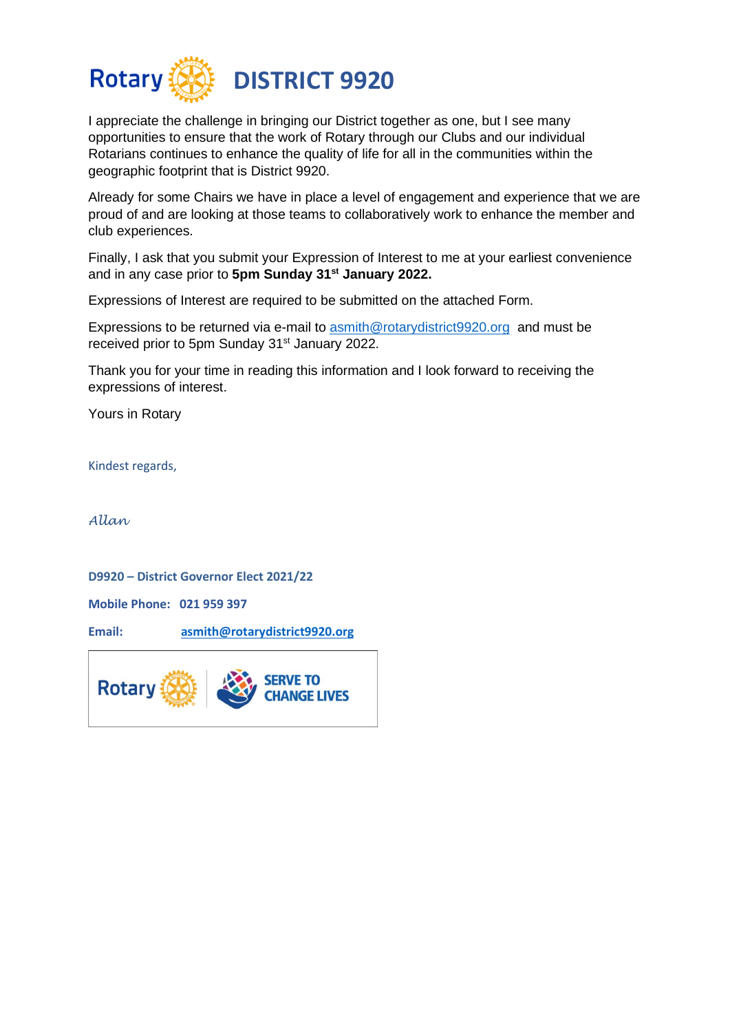# Rotary DISTRICT 9920

I appreciate the challenge in bringing our District together as one, but I see many opportunities to ensure that the work of Rotary through our Clubs and our individual Rotarians continues to enhance the quality of life for all in the communities within the geographic footprint that is District 9920.

Already for some Chairs we have in place a level of engagement and experience that we are proud of and are looking at those teams to collaboratively work to enhance the member and club experiences.

Finally, I ask that you submit your Expression of Interest to me at your earliest convenience and in any case prior to **5pm Sunday 31st January 2022.**

Expressions of Interest are required to be submitted on the attached Form.

Expressions to be returned via e-mail to asmith@rotarydistrict9920.org and must be received prior to 5pm Sunday 31st January 2022.

Thank you for your time in reading this information and I look forward to receiving the expressions of interest.

Yours in Rotary

Kindest regards,

*Allan*

**D9920 – District Governor Elect 2021/22**

**Mobile Phone: 021 959 397**

**Email: asmith@rotarydistrict9920.org**

Rotary | SERVE TO CHANGE LIVES